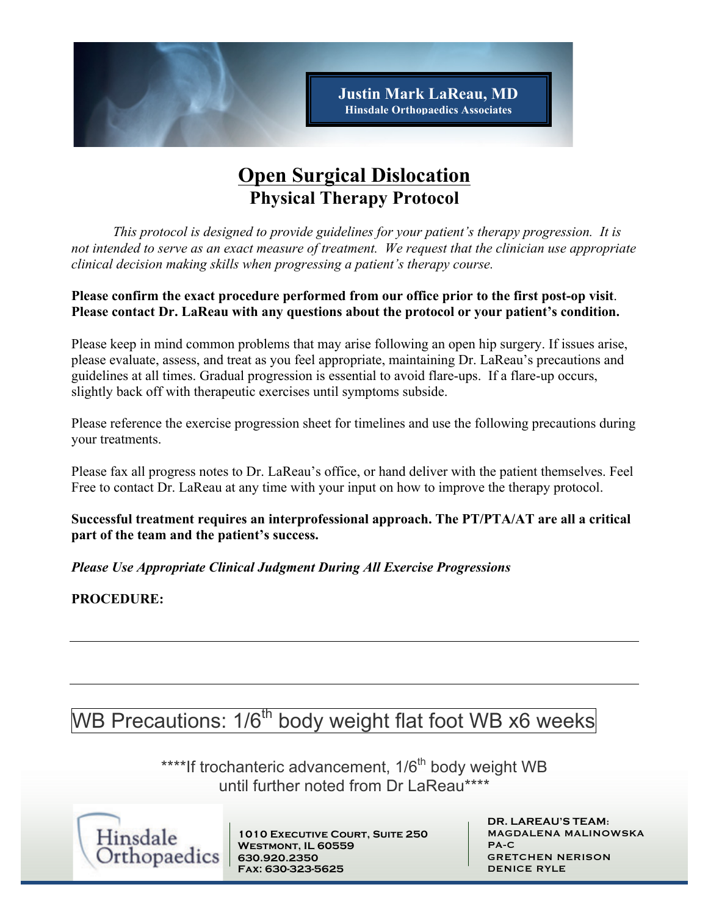**Justin Mark LaReau, MD**
**Hinsdale Orthopaedics Associates**

# Open Surgical Dislocation

## Physical Therapy Protocol

*This protocol is designed to provide guidelines for your patient's therapy progression. It is not intended to serve as an exact measure of treatment. We request that the clinician use appropriate clinical decision making skills when progressing a patient's therapy course.*

**Please confirm the exact procedure performed from our office prior to the first post-op visit. Please contact Dr. LaReau with any questions about the protocol or your patient's condition.**

Please keep in mind common problems that may arise following an open hip surgery. If issues arise, please evaluate, assess, and treat as you feel appropriate, maintaining Dr. LaReau's precautions and guidelines at all times. Gradual progression is essential to avoid flare-ups. If a flare-up occurs, slightly back off with therapeutic exercises until symptoms subside.

Please reference the exercise progression sheet for timelines and use the following precautions during your treatments.

Please fax all progress notes to Dr. LaReau's office, or hand deliver with the patient themselves. Feel Free to contact Dr. LaReau at any time with your input on how to improve the therapy protocol.

**Successful treatment requires an interprofessional approach. The PT/PTA/AT are all a critical part of the team and the patient's success.**

***Please Use Appropriate Clinical Judgment During All Exercise Progressions***

**PROCEDURE:**

---

---

WB Precautions: 1/6th body weight flat foot WB x6 weeks

****If trochanteric advancement, 1/6th body weight WB until further noted from Dr LaReau****

Hinsdale Orthopaedics

1010 Executive Court, Suite 250
Westmont, IL 60559
630.920.2350
Fax: 630-323-5625

Dr. LaReau's Team:
Magdalena Malinowska PA-C
Gretchen Nerison
Denice Ryle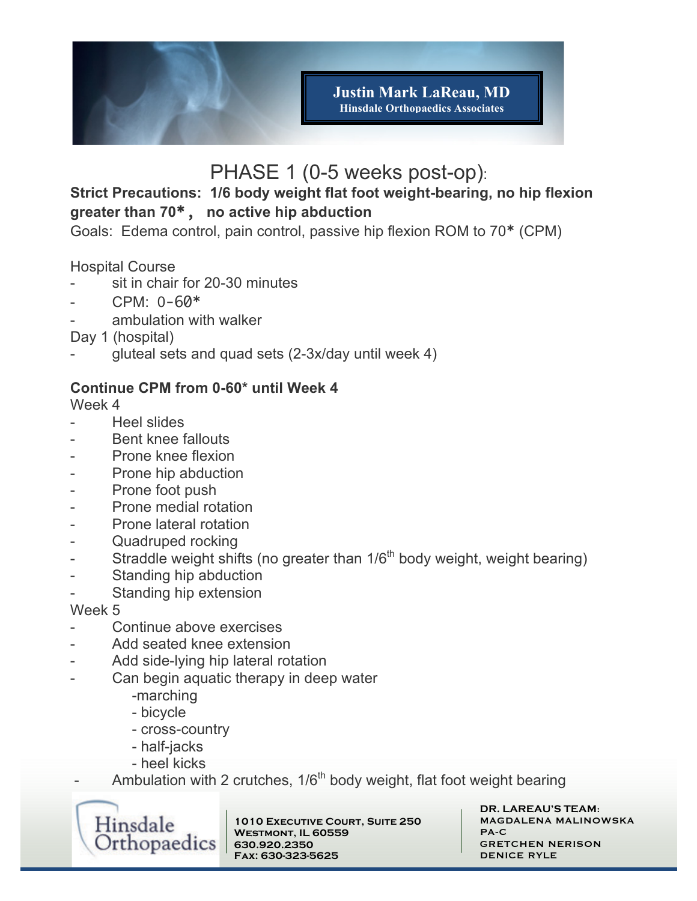## PHASE 1 (0-5 weeks post-op):

**Strict Precautions: 1/6 body weight flat foot weight-bearing, no hip flexion greater than 70*, no active hip abduction**

Goals: Edema control, pain control, passive hip flexion ROM to 70* (CPM)

Hospital Course

- sit in chair for 20-30 minutes
- CPM: 0-60*
- ambulation with walker

Day 1 (hospital)

- gluteal sets and quad sets (2-3x/day until week 4)

**Continue CPM from 0-60* until Week 4**

Week 4

- Heel slides
- Bent knee fallouts
- Prone knee flexion
- Prone hip abduction
- Prone foot push
- Prone medial rotation
- Prone lateral rotation
- Quadruped rocking
- Straddle weight shifts (no greater than 1/6th body weight, weight bearing)
- Standing hip abduction
- Standing hip extension

Week 5

- Continue above exercises
- Add seated knee extension
- Add side-lying hip lateral rotation
- Can begin aquatic therapy in deep water
  - marching
  - bicycle
  - cross-country
  - half-jacks
  - heel kicks
- Ambulation with 2 crutches, 1/6th body weight, flat foot weight bearing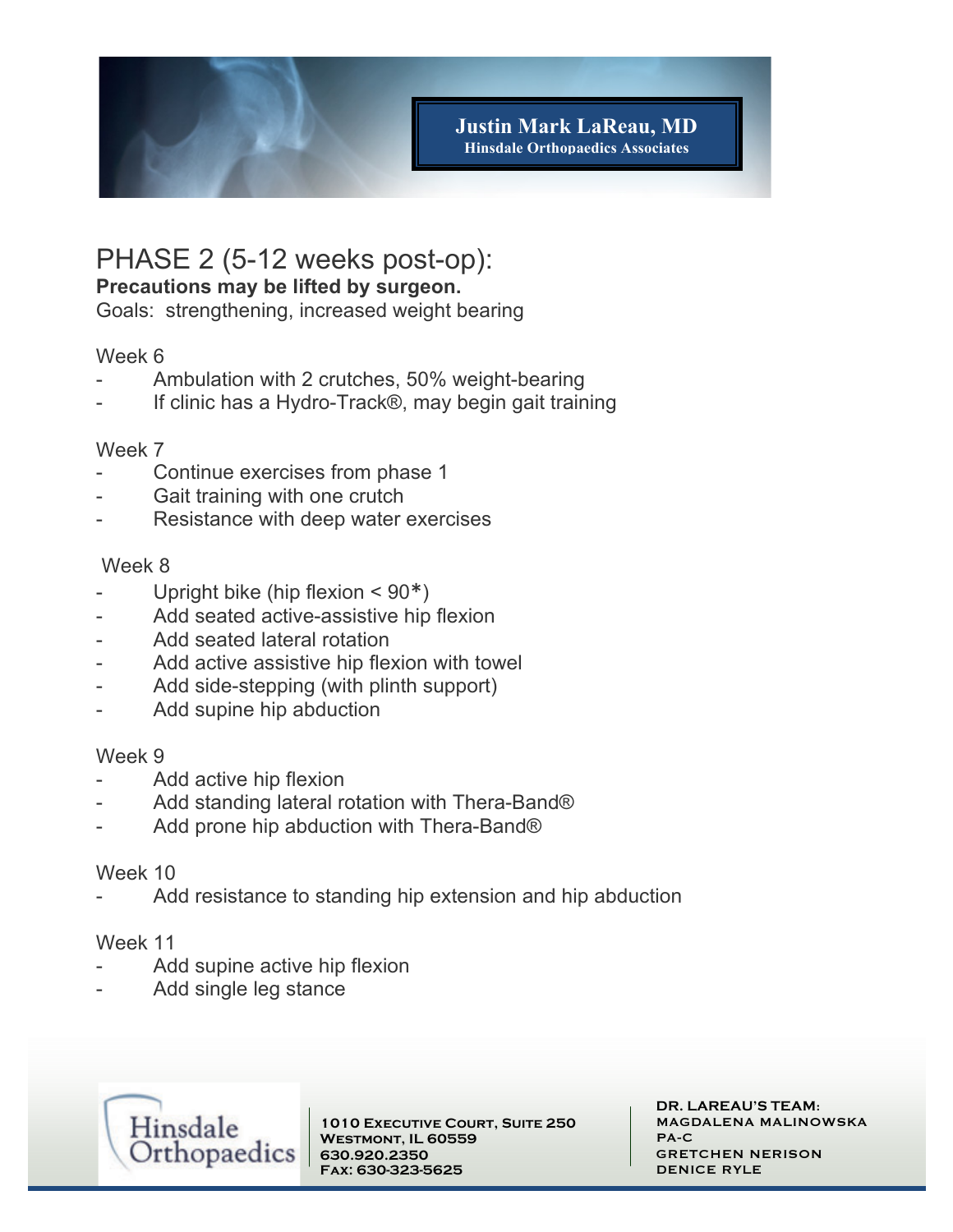# PHASE 2 (5-12 weeks post-op):

**Precautions may be lifted by surgeon.**

Goals: strengthening, increased weight bearing

Week 6

- Ambulation with 2 crutches, 50% weight-bearing
- If clinic has a Hydro-Track®, may begin gait training

Week 7

- Continue exercises from phase 1
- Gait training with one crutch
- Resistance with deep water exercises

Week 8

- Upright bike (hip flexion < 90*)
- Add seated active-assistive hip flexion
- Add seated lateral rotation
- Add active assistive hip flexion with towel
- Add side-stepping (with plinth support)
- Add supine hip abduction

Week 9

- Add active hip flexion
- Add standing lateral rotation with Thera-Band®
- Add prone hip abduction with Thera-Band®

Week 10

- Add resistance to standing hip extension and hip abduction

Week 11

- Add supine active hip flexion
- Add single leg stance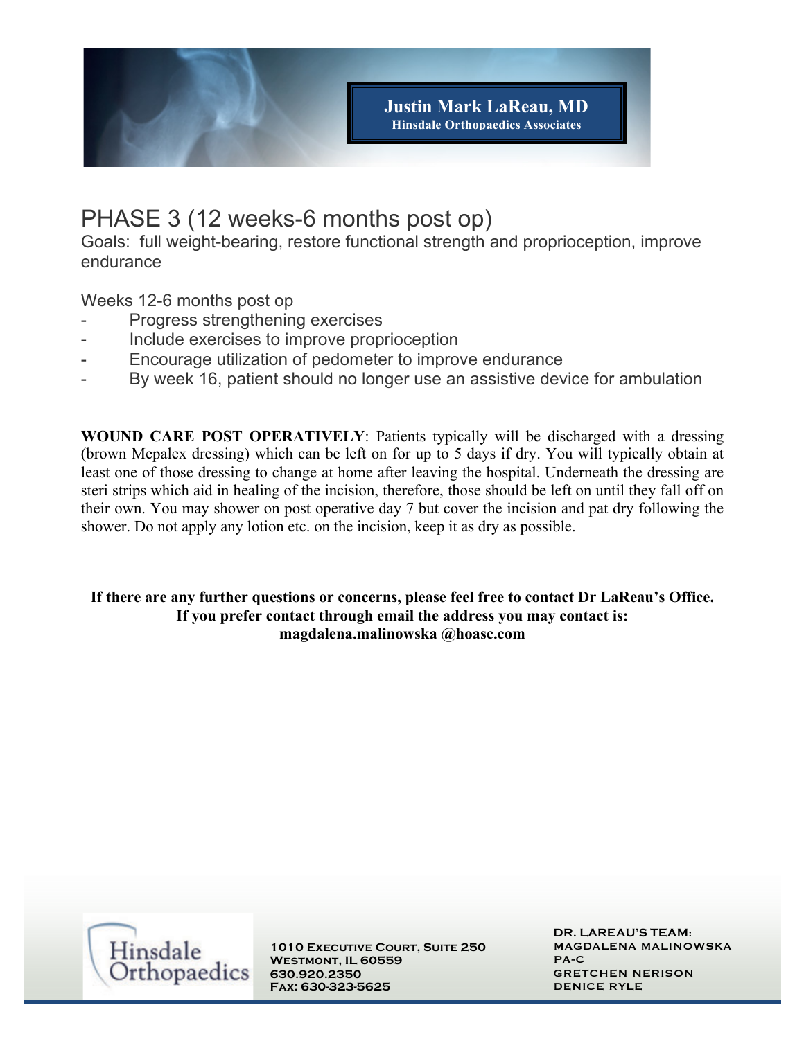# PHASE 3 (12 weeks-6 months post op)

Goals: full weight-bearing, restore functional strength and proprioception, improve endurance

Weeks 12-6 months post op

- Progress strengthening exercises
- Include exercises to improve proprioception
- Encourage utilization of pedometer to improve endurance
- By week 16, patient should no longer use an assistive device for ambulation

**WOUND CARE POST OPERATIVELY**: Patients typically will be discharged with a dressing (brown Mepalex dressing) which can be left on for up to 5 days if dry. You will typically obtain at least one of those dressing to change at home after leaving the hospital. Underneath the dressing are steri strips which aid in healing of the incision, therefore, those should be left on until they fall off on their own. You may shower on post operative day 7 but cover the incision and pat dry following the shower. Do not apply any lotion etc. on the incision, keep it as dry as possible.

**If there are any further questions or concerns, please feel free to contact Dr LaReau's Office.**
**If you prefer contact through email the address you may contact is:**
**magdalena.malinowska @hoasc.com**